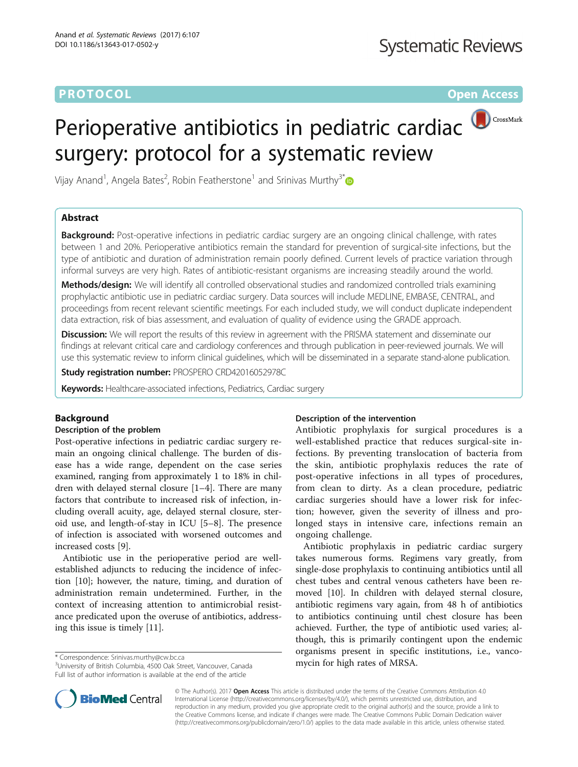PROTOCOL

Open Access

# Perioperative antibiotics in pediatric cardiac surgery: protocol for a systematic review

Vijay Anand[1], Angela Bates[2], Robin Featherstone[1] and Srinivas Murthy[3*]

## Abstract

**Background:** Post-operative infections in pediatric cardiac surgery are an ongoing clinical challenge, with rates between 1 and 20%. Perioperative antibiotics remain the standard for prevention of surgical-site infections, but the type of antibiotic and duration of administration remain poorly defined. Current levels of practice variation through informal surveys are very high. Rates of antibiotic-resistant organisms are increasing steadily around the world.

**Methods/design:** We will identify all controlled observational studies and randomized controlled trials examining prophylactic antibiotic use in pediatric cardiac surgery. Data sources will include MEDLINE, EMBASE, CENTRAL, and proceedings from recent relevant scientific meetings. For each included study, we will conduct duplicate independent data extraction, risk of bias assessment, and evaluation of quality of evidence using the GRADE approach.

**Discussion:** We will report the results of this review in agreement with the PRISMA statement and disseminate our findings at relevant critical care and cardiology conferences and through publication in peer-reviewed journals. We will use this systematic review to inform clinical guidelines, which will be disseminated in a separate stand-alone publication.

**Study registration number:** PROSPERO CRD42016052978C

**Keywords:** Healthcare-associated infections, Pediatrics, Cardiac surgery

## Background

### Description of the problem

Post-operative infections in pediatric cardiac surgery remain an ongoing clinical challenge. The burden of disease has a wide range, dependent on the case series examined, ranging from approximately 1 to 18% in children with delayed sternal closure [1–4]. There are many factors that contribute to increased risk of infection, including overall acuity, age, delayed sternal closure, steroid use, and length-of-stay in ICU [5–8]. The presence of infection is associated with worsened outcomes and increased costs [9].

Antibiotic use in the perioperative period are well-established adjuncts to reducing the incidence of infection [10]; however, the nature, timing, and duration of administration remain undetermined. Further, in the context of increasing attention to antimicrobial resistance predicated upon the overuse of antibiotics, addressing this issue is timely [11].

### Description of the intervention

Antibiotic prophylaxis for surgical procedures is a well-established practice that reduces surgical-site infections. By preventing translocation of bacteria from the skin, antibiotic prophylaxis reduces the rate of post-operative infections in all types of procedures, from clean to dirty. As a clean procedure, pediatric cardiac surgeries should have a lower risk for infection; however, given the severity of illness and prolonged stays in intensive care, infections remain an ongoing challenge.

Antibiotic prophylaxis in pediatric cardiac surgery takes numerous forms. Regimens vary greatly, from single-dose prophylaxis to continuing antibiotics until all chest tubes and central venous catheters have been removed [10]. In children with delayed sternal closure, antibiotic regimens vary again, from 48 h of antibiotics to antibiotics continuing until chest closure has been achieved. Further, the type of antibiotic used varies; although, this is primarily contingent upon the endemic organisms present in specific institutions, i.e., vancomycin for high rates of MRSA.

\* Correspondence: Srinivas.murthy@cw.bc.ca
[3]University of British Columbia, 4500 Oak Street, Vancouver, Canada
Full list of author information is available at the end of the article

© The Author(s). 2017 **Open Access** This article is distributed under the terms of the Creative Commons Attribution 4.0 International License (http://creativecommons.org/licenses/by/4.0/), which permits unrestricted use, distribution, and reproduction in any medium, provided you give appropriate credit to the original author(s) and the source, provide a link to the Creative Commons license, and indicate if changes were made. The Creative Commons Public Domain Dedication waiver (http://creativecommons.org/publicdomain/zero/1.0/) applies to the data made available in this article, unless otherwise stated.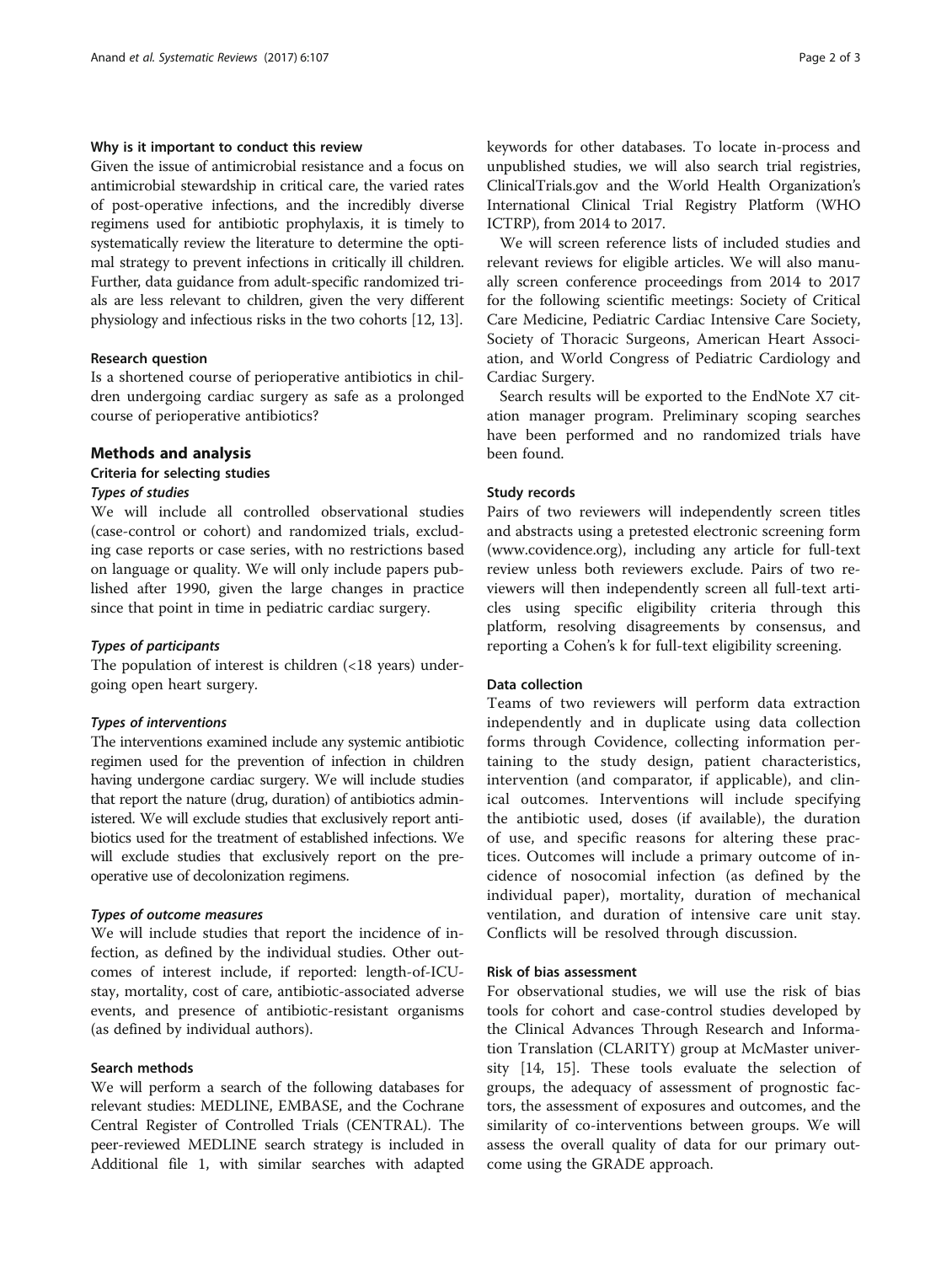### Why is it important to conduct this review

Given the issue of antimicrobial resistance and a focus on antimicrobial stewardship in critical care, the varied rates of post-operative infections, and the incredibly diverse regimens used for antibiotic prophylaxis, it is timely to systematically review the literature to determine the optimal strategy to prevent infections in critically ill children. Further, data guidance from adult-specific randomized trials are less relevant to children, given the very different physiology and infectious risks in the two cohorts [12, 13].

### Research question

Is a shortened course of perioperative antibiotics in children undergoing cardiac surgery as safe as a prolonged course of perioperative antibiotics?

## Methods and analysis

### Criteria for selecting studies

#### *Types of studies*

We will include all controlled observational studies (case-control or cohort) and randomized trials, excluding case reports or case series, with no restrictions based on language or quality. We will only include papers published after 1990, given the large changes in practice since that point in time in pediatric cardiac surgery.

#### *Types of participants*

The population of interest is children (<18 years) undergoing open heart surgery.

#### *Types of interventions*

The interventions examined include any systemic antibiotic regimen used for the prevention of infection in children having undergone cardiac surgery. We will include studies that report the nature (drug, duration) of antibiotics administered. We will exclude studies that exclusively report antibiotics used for the treatment of established infections. We will exclude studies that exclusively report on the preoperative use of decolonization regimens.

#### *Types of outcome measures*

We will include studies that report the incidence of infection, as defined by the individual studies. Other outcomes of interest include, if reported: length-of-ICU-stay, mortality, cost of care, antibiotic-associated adverse events, and presence of antibiotic-resistant organisms (as defined by individual authors).

### Search methods

We will perform a search of the following databases for relevant studies: MEDLINE, EMBASE, and the Cochrane Central Register of Controlled Trials (CENTRAL). The peer-reviewed MEDLINE search strategy is included in Additional file 1, with similar searches with adapted keywords for other databases. To locate in-process and unpublished studies, we will also search trial registries, ClinicalTrials.gov and the World Health Organization's International Clinical Trial Registry Platform (WHO ICTRP), from 2014 to 2017.

We will screen reference lists of included studies and relevant reviews for eligible articles. We will also manually screen conference proceedings from 2014 to 2017 for the following scientific meetings: Society of Critical Care Medicine, Pediatric Cardiac Intensive Care Society, Society of Thoracic Surgeons, American Heart Association, and World Congress of Pediatric Cardiology and Cardiac Surgery.

Search results will be exported to the EndNote X7 citation manager program. Preliminary scoping searches have been performed and no randomized trials have been found.

### Study records

Pairs of two reviewers will independently screen titles and abstracts using a pretested electronic screening form (www.covidence.org), including any article for full-text review unless both reviewers exclude. Pairs of two reviewers will then independently screen all full-text articles using specific eligibility criteria through this platform, resolving disagreements by consensus, and reporting a Cohen's k for full-text eligibility screening.

### Data collection

Teams of two reviewers will perform data extraction independently and in duplicate using data collection forms through Covidence, collecting information pertaining to the study design, patient characteristics, intervention (and comparator, if applicable), and clinical outcomes. Interventions will include specifying the antibiotic used, doses (if available), the duration of use, and specific reasons for altering these practices. Outcomes will include a primary outcome of incidence of nosocomial infection (as defined by the individual paper), mortality, duration of mechanical ventilation, and duration of intensive care unit stay. Conflicts will be resolved through discussion.

### Risk of bias assessment

For observational studies, we will use the risk of bias tools for cohort and case-control studies developed by the Clinical Advances Through Research and Information Translation (CLARITY) group at McMaster university [14, 15]. These tools evaluate the selection of groups, the adequacy of assessment of prognostic factors, the assessment of exposures and outcomes, and the similarity of co-interventions between groups. We will assess the overall quality of data for our primary outcome using the GRADE approach.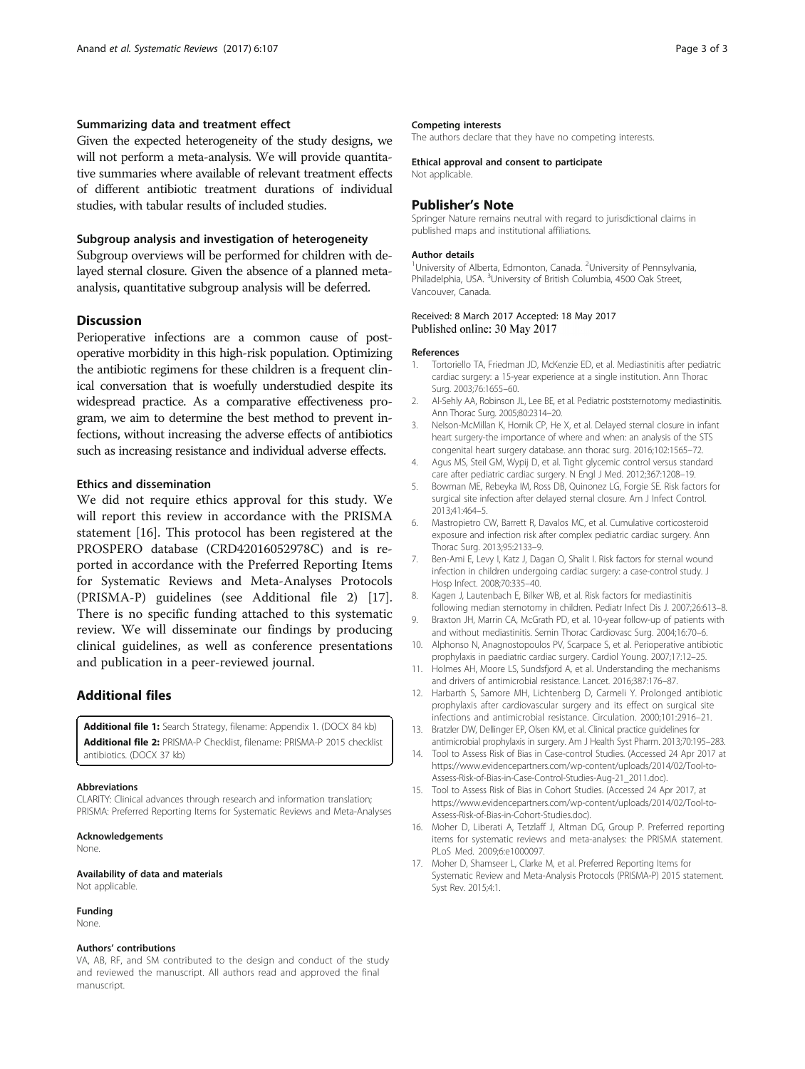### Summarizing data and treatment effect

Given the expected heterogeneity of the study designs, we will not perform a meta-analysis. We will provide quantitative summaries where available of relevant treatment effects of different antibiotic treatment durations of individual studies, with tabular results of included studies.

### Subgroup analysis and investigation of heterogeneity

Subgroup overviews will be performed for children with delayed sternal closure. Given the absence of a planned meta-analysis, quantitative subgroup analysis will be deferred.

## Discussion

Perioperative infections are a common cause of postoperative morbidity in this high-risk population. Optimizing the antibiotic regimens for these children is a frequent clinical conversation that is woefully understudied despite its widespread practice. As a comparative effectiveness program, we aim to determine the best method to prevent infections, without increasing the adverse effects of antibiotics such as increasing resistance and individual adverse effects.

### Ethics and dissemination

We did not require ethics approval for this study. We will report this review in accordance with the PRISMA statement [16]. This protocol has been registered at the PROSPERO database (CRD42016052978C) and is reported in accordance with the Preferred Reporting Items for Systematic Reviews and Meta-Analyses Protocols (PRISMA-P) guidelines (see Additional file 2) [17]. There is no specific funding attached to this systematic review. We will disseminate our findings by producing clinical guidelines, as well as conference presentations and publication in a peer-reviewed journal.

## Additional files

**Additional file 1:** Search Strategy, filename: Appendix 1. (DOCX 84 kb)
**Additional file 2:** PRISMA-P Checklist, filename: PRISMA-P 2015 checklist antibiotics. (DOCX 37 kb)

#### Abbreviations

CLARITY: Clinical advances through research and information translation; PRISMA: Preferred Reporting Items for Systematic Reviews and Meta-Analyses

#### Acknowledgements

None.

#### Availability of data and materials

Not applicable.

#### Funding

None.

#### Authors' contributions

VA, AB, RF, and SM contributed to the design and conduct of the study and reviewed the manuscript. All authors read and approved the final manuscript.

#### Competing interests

The authors declare that they have no competing interests.

#### Ethical approval and consent to participate

Not applicable.

## Publisher's Note

Springer Nature remains neutral with regard to jurisdictional claims in published maps and institutional affiliations.

#### Author details

[1]University of Alberta, Edmonton, Canada. [2]University of Pennsylvania, Philadelphia, USA. [3]University of British Columbia, 4500 Oak Street, Vancouver, Canada.

Received: 8 March 2017 Accepted: 18 May 2017
Published online: 30 May 2017

#### References

1. Tortoriello TA, Friedman JD, McKenzie ED, et al. Mediastinitis after pediatric cardiac surgery: a 15-year experience at a single institution. Ann Thorac Surg. 2003;76:1655–60.
2. Al-Sehly AA, Robinson JL, Lee BE, et al. Pediatric poststernotomy mediastinitis. Ann Thorac Surg. 2005;80:2314–20.
3. Nelson-McMillan K, Hornik CP, He X, et al. Delayed sternal closure in infant heart surgery-the importance of where and when: an analysis of the STS congenital heart surgery database. ann thorac surg. 2016;102:1565–72.
4. Agus MS, Steil GM, Wypij D, et al. Tight glycemic control versus standard care after pediatric cardiac surgery. N Engl J Med. 2012;367:1208–19.
5. Bowman ME, Rebeyka IM, Ross DB, Quinonez LG, Forgie SE. Risk factors for surgical site infection after delayed sternal closure. Am J Infect Control. 2013;41:464–5.
6. Mastropietro CW, Barrett R, Davalos MC, et al. Cumulative corticosteroid exposure and infection risk after complex pediatric cardiac surgery. Ann Thorac Surg. 2013;95:2133–9.
7. Ben-Ami E, Levy I, Katz J, Dagan O, Shalit I. Risk factors for sternal wound infection in children undergoing cardiac surgery: a case-control study. J Hosp Infect. 2008;70:335–40.
8. Kagen J, Lautenbach E, Bilker WB, et al. Risk factors for mediastinitis following median sternotomy in children. Pediatr Infect Dis J. 2007;26:613–8.
9. Braxton JH, Marrin CA, McGrath PD, et al. 10-year follow-up of patients with and without mediastinitis. Semin Thorac Cardiovasc Surg. 2004;16:70–6.
10. Alphonso N, Anagnostopoulos PV, Scarpace S, et al. Perioperative antibiotic prophylaxis in paediatric cardiac surgery. Cardiol Young. 2007;17:12–25.
11. Holmes AH, Moore LS, Sundsfjord A, et al. Understanding the mechanisms and drivers of antimicrobial resistance. Lancet. 2016;387:176–87.
12. Harbarth S, Samore MH, Lichtenberg D, Carmeli Y. Prolonged antibiotic prophylaxis after cardiovascular surgery and its effect on surgical site infections and antimicrobial resistance. Circulation. 2000;101:2916–21.
13. Bratzler DW, Dellinger EP, Olsen KM, et al. Clinical practice guidelines for antimicrobial prophylaxis in surgery. Am J Health Syst Pharm. 2013;70:195–283.
14. Tool to Assess Risk of Bias in Case-control Studies. (Accessed 24 Apr 2017 at https://www.evidencepartners.com/wp-content/uploads/2014/02/Tool-to-Assess-Risk-of-Bias-in-Case-Control-Studies-Aug-21_2011.doc).
15. Tool to Assess Risk of Bias in Cohort Studies. (Accessed 24 Apr 2017, at https://www.evidencepartners.com/wp-content/uploads/2014/02/Tool-to-Assess-Risk-of-Bias-in-Cohort-Studies.doc).
16. Moher D, Liberati A, Tetzlaff J, Altman DG, Group P. Preferred reporting items for systematic reviews and meta-analyses: the PRISMA statement. PLoS Med. 2009;6:e1000097.
17. Moher D, Shamseer L, Clarke M, et al. Preferred Reporting Items for Systematic Review and Meta-Analysis Protocols (PRISMA-P) 2015 statement. Syst Rev. 2015;4:1.